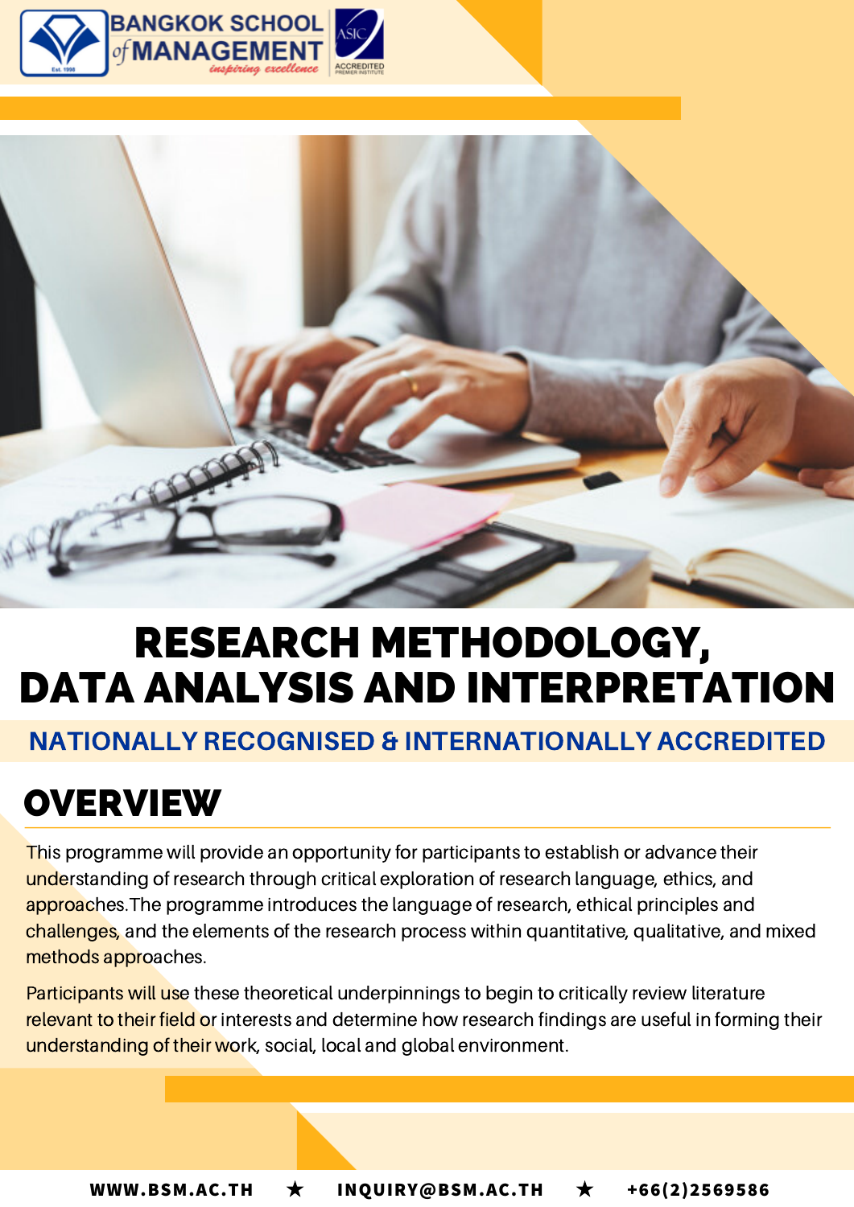BANGKOK SCHOOL of MANAGEMENT

*inspiring excellence*

# RESEARCH METHODOLOGY, DATA ANALYSIS AND INTERPRETATION

**NATIONALLY RECOGNISED & INTERNATIONALLY ACCREDITED**

## OVERVIEW

This programme will provide an opportunity for participants to establish or advance their understanding of research through critical exploration of research language, ethics, and approaches.The programme introduces the language of research, ethical principles and challenges, and the elements of the research process within quantitative, qualitative, and mixed methods approaches.

Participants will use these theoretical underpinnings to begin to critically review literature relevant to their field or interests and determine how research findings are useful in forming their understanding of their work, social, local and global environment.

WWW.BSM.AC.TH ★ INQUIRY@BSM.AC.TH ★ +66(2)2569586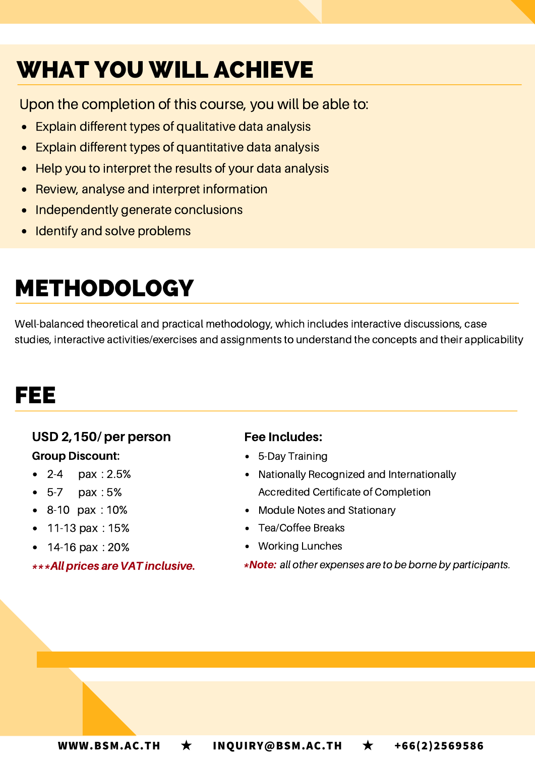# WHAT YOU WILL ACHIEVE

Upon the completion of this course, you will be able to:

- Explain different types of qualitative data analysis
- Explain different types of quantitative data analysis
- Help you to interpret the results of your data analysis
- Review, analyse and interpret information
- Independently generate conclusions
- Identify and solve problems

# METHODOLOGY

Well-balanced theoretical and practical methodology, which includes interactive discussions, case studies, interactive activities/exercises and assignments to understand the concepts and their applicability

# FEE

**USD 2,150/ per person**

**Group Discount:**

- 2-4 pax : 2.5%
- 5-7 pax : 5%
- 8-10 pax : 10%
- 11-13 pax : 15%
- 14-16 pax : 20%

***All prices are VAT inclusive.***

**Fee Includes:**

- 5-Day Training
- Nationally Recognized and Internationally Accredited Certificate of Completion
- Module Notes and Stationary
- Tea/Coffee Breaks
- Working Lunches

****Note:*** *all other expenses are to be borne by participants.*

WWW.BSM.AC.TH ★ INQUIRY@BSM.AC.TH ★ +66(2)2569586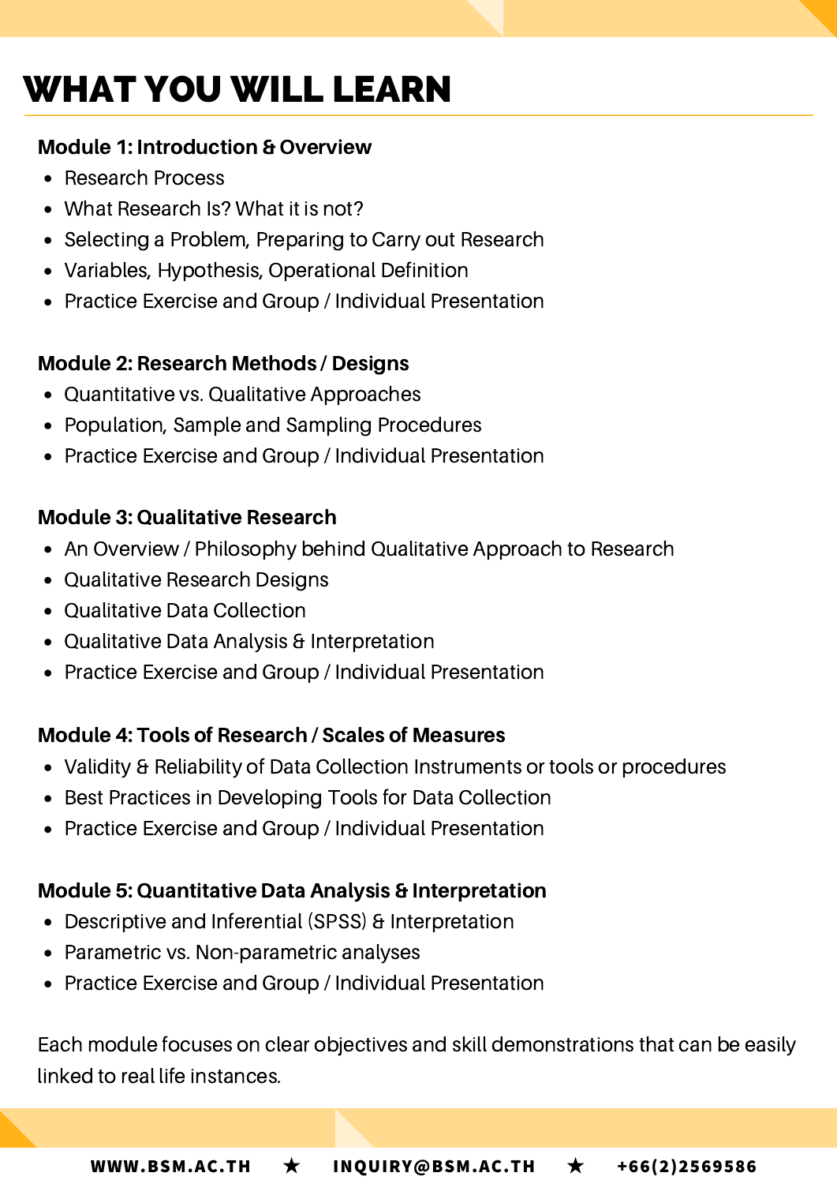# WHAT YOU WILL LEARN

**Module 1: Introduction & Overview**

- Research Process
- What Research Is? What it is not?
- Selecting a Problem, Preparing to Carry out Research
- Variables, Hypothesis, Operational Definition
- Practice Exercise and Group / Individual Presentation

**Module 2: Research Methods / Designs**

- Quantitative vs. Qualitative Approaches
- Population, Sample and Sampling Procedures
- Practice Exercise and Group / Individual Presentation

**Module 3: Qualitative Research**

- An Overview / Philosophy behind Qualitative Approach to Research
- Qualitative Research Designs
- Qualitative Data Collection
- Qualitative Data Analysis & Interpretation
- Practice Exercise and Group / Individual Presentation

**Module 4: Tools of Research / Scales of Measures**

- Validity & Reliability of Data Collection Instruments or tools or procedures
- Best Practices in Developing Tools for Data Collection
- Practice Exercise and Group / Individual Presentation

**Module 5: Quantitative Data Analysis & Interpretation**

- Descriptive and Inferential (SPSS) & Interpretation
- Parametric vs. Non-parametric analyses
- Practice Exercise and Group / Individual Presentation

Each module focuses on clear objectives and skill demonstrations that can be easily linked to real life instances.